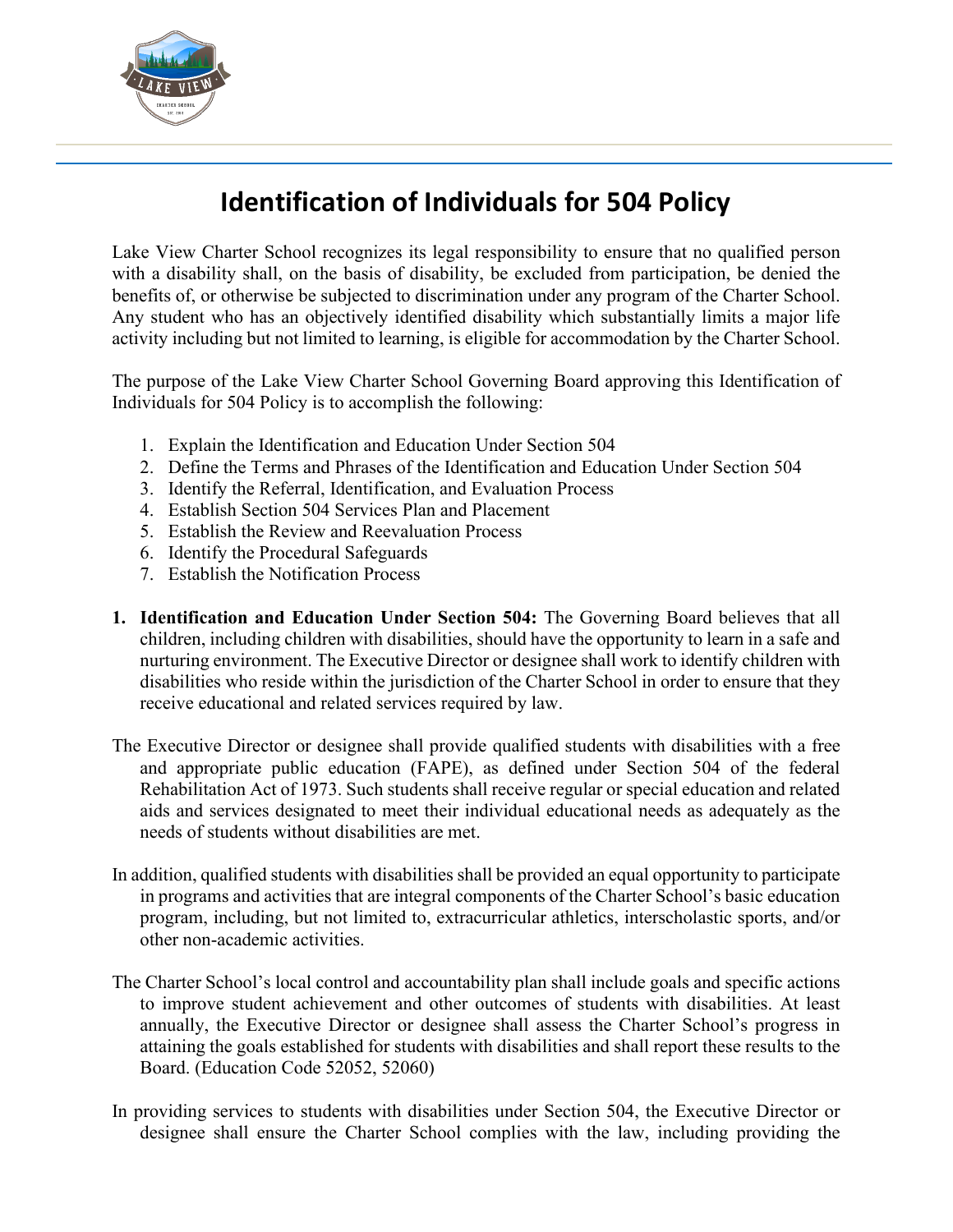# Identification of Individuals for 504 Policy

Lake View Charter School recognizes its legal responsibility to ensure that no qualified person with a disability shall, on the basis of disability, be excluded from participation, be denied the benefits of, or otherwise be subjected to discrimination under any program of the Charter School. Any student who has an objectively identified disability which substantially limits a major life activity including but not limited to learning, is eligible for accommodation by the Charter School.

The purpose of the Lake View Charter School Governing Board approving this Identification of Individuals for 504 Policy is to accomplish the following:

1. Explain the Identification and Education Under Section 504
2. Define the Terms and Phrases of the Identification and Education Under Section 504
3. Identify the Referral, Identification, and Evaluation Process
4. Establish Section 504 Services Plan and Placement
5. Establish the Review and Reevaluation Process
6. Identify the Procedural Safeguards
7. Establish the Notification Process

**1. Identification and Education Under Section 504:** The Governing Board believes that all children, including children with disabilities, should have the opportunity to learn in a safe and nurturing environment. The Executive Director or designee shall work to identify children with disabilities who reside within the jurisdiction of the Charter School in order to ensure that they receive educational and related services required by law.

The Executive Director or designee shall provide qualified students with disabilities with a free and appropriate public education (FAPE), as defined under Section 504 of the federal Rehabilitation Act of 1973. Such students shall receive regular or special education and related aids and services designated to meet their individual educational needs as adequately as the needs of students without disabilities are met.

In addition, qualified students with disabilities shall be provided an equal opportunity to participate in programs and activities that are integral components of the Charter School's basic education program, including, but not limited to, extracurricular athletics, interscholastic sports, and/or other non-academic activities.

The Charter School's local control and accountability plan shall include goals and specific actions to improve student achievement and other outcomes of students with disabilities. At least annually, the Executive Director or designee shall assess the Charter School's progress in attaining the goals established for students with disabilities and shall report these results to the Board. (Education Code 52052, 52060)

In providing services to students with disabilities under Section 504, the Executive Director or designee shall ensure the Charter School complies with the law, including providing the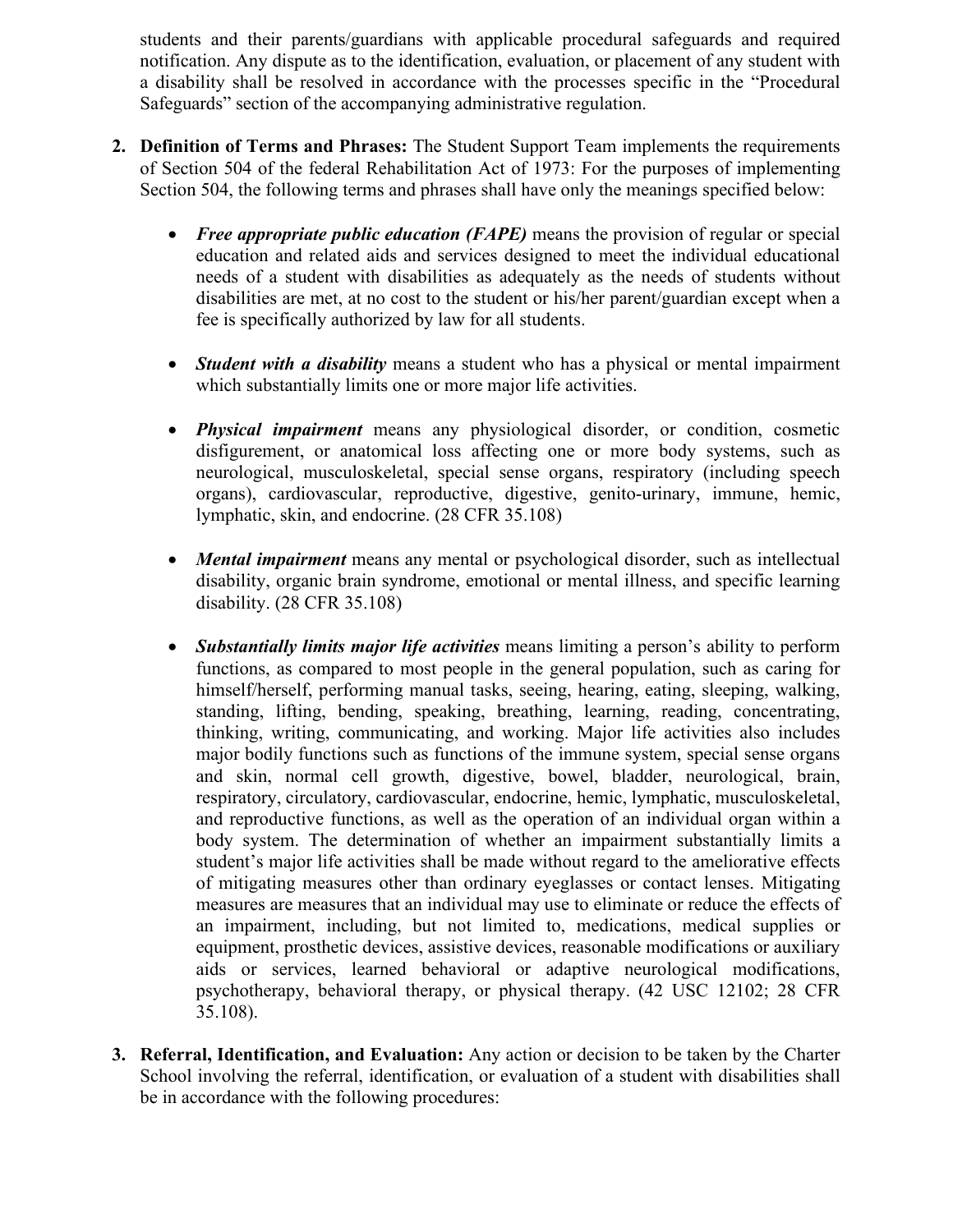students and their parents/guardians with applicable procedural safeguards and required notification. Any dispute as to the identification, evaluation, or placement of any student with a disability shall be resolved in accordance with the processes specific in the "Procedural Safeguards" section of the accompanying administrative regulation.

2. **Definition of Terms and Phrases:** The Student Support Team implements the requirements of Section 504 of the federal Rehabilitation Act of 1973: For the purposes of implementing Section 504, the following terms and phrases shall have only the meanings specified below:

   - ***Free appropriate public education (FAPE)*** means the provision of regular or special education and related aids and services designed to meet the individual educational needs of a student with disabilities as adequately as the needs of students without disabilities are met, at no cost to the student or his/her parent/guardian except when a fee is specifically authorized by law for all students.

   - ***Student with a disability*** means a student who has a physical or mental impairment which substantially limits one or more major life activities.

   - ***Physical impairment*** means any physiological disorder, or condition, cosmetic disfigurement, or anatomical loss affecting one or more body systems, such as neurological, musculoskeletal, special sense organs, respiratory (including speech organs), cardiovascular, reproductive, digestive, genito-urinary, immune, hemic, lymphatic, skin, and endocrine. (28 CFR 35.108)

   - ***Mental impairment*** means any mental or psychological disorder, such as intellectual disability, organic brain syndrome, emotional or mental illness, and specific learning disability. (28 CFR 35.108)

   - ***Substantially limits major life activities*** means limiting a person's ability to perform functions, as compared to most people in the general population, such as caring for himself/herself, performing manual tasks, seeing, hearing, eating, sleeping, walking, standing, lifting, bending, speaking, breathing, learning, reading, concentrating, thinking, writing, communicating, and working. Major life activities also includes major bodily functions such as functions of the immune system, special sense organs and skin, normal cell growth, digestive, bowel, bladder, neurological, brain, respiratory, circulatory, cardiovascular, endocrine, hemic, lymphatic, musculoskeletal, and reproductive functions, as well as the operation of an individual organ within a body system. The determination of whether an impairment substantially limits a student's major life activities shall be made without regard to the ameliorative effects of mitigating measures other than ordinary eyeglasses or contact lenses. Mitigating measures are measures that an individual may use to eliminate or reduce the effects of an impairment, including, but not limited to, medications, medical supplies or equipment, prosthetic devices, assistive devices, reasonable modifications or auxiliary aids or services, learned behavioral or adaptive neurological modifications, psychotherapy, behavioral therapy, or physical therapy. (42 USC 12102; 28 CFR 35.108).

3. **Referral, Identification, and Evaluation:** Any action or decision to be taken by the Charter School involving the referral, identification, or evaluation of a student with disabilities shall be in accordance with the following procedures: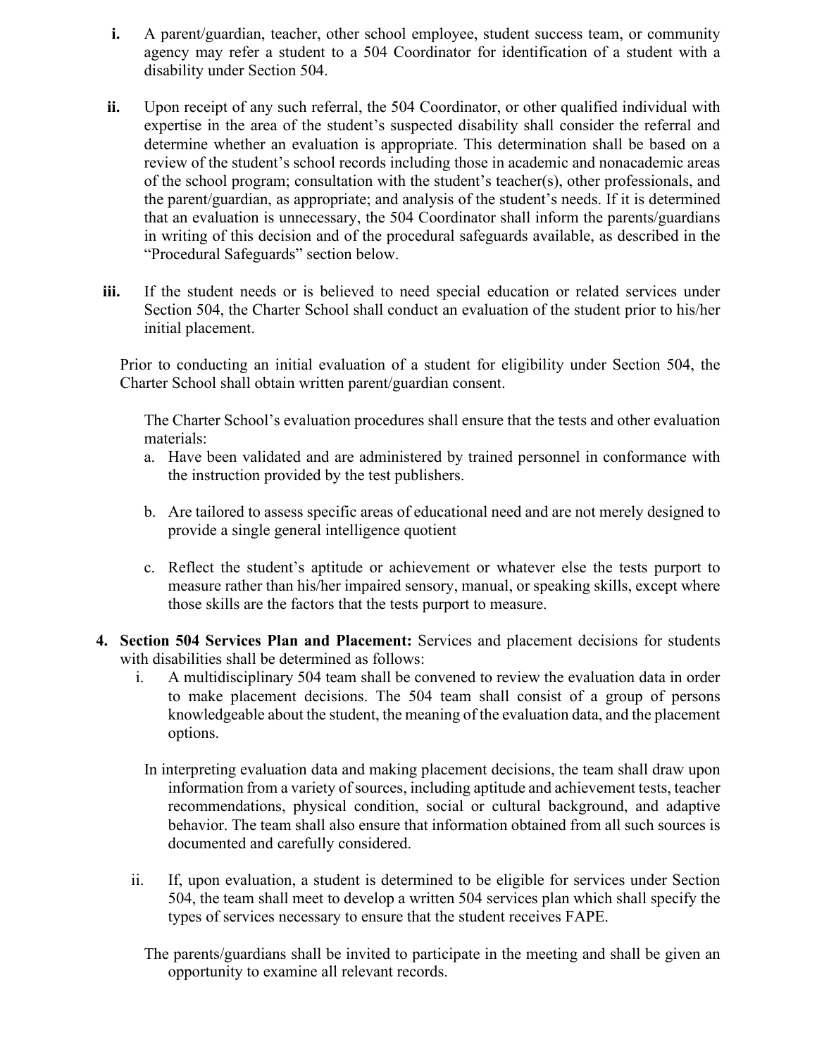**i.** A parent/guardian, teacher, other school employee, student success team, or community agency may refer a student to a 504 Coordinator for identification of a student with a disability under Section 504.

**ii.** Upon receipt of any such referral, the 504 Coordinator, or other qualified individual with expertise in the area of the student's suspected disability shall consider the referral and determine whether an evaluation is appropriate. This determination shall be based on a review of the student's school records including those in academic and nonacademic areas of the school program; consultation with the student's teacher(s), other professionals, and the parent/guardian, as appropriate; and analysis of the student's needs. If it is determined that an evaluation is unnecessary, the 504 Coordinator shall inform the parents/guardians in writing of this decision and of the procedural safeguards available, as described in the "Procedural Safeguards" section below.

**iii.** If the student needs or is believed to need special education or related services under Section 504, the Charter School shall conduct an evaluation of the student prior to his/her initial placement.

Prior to conducting an initial evaluation of a student for eligibility under Section 504, the Charter School shall obtain written parent/guardian consent.

The Charter School's evaluation procedures shall ensure that the tests and other evaluation materials:

a. Have been validated and are administered by trained personnel in conformance with the instruction provided by the test publishers.

b. Are tailored to assess specific areas of educational need and are not merely designed to provide a single general intelligence quotient

c. Reflect the student's aptitude or achievement or whatever else the tests purport to measure rather than his/her impaired sensory, manual, or speaking skills, except where those skills are the factors that the tests purport to measure.

**4. Section 504 Services Plan and Placement:** Services and placement decisions for students with disabilities shall be determined as follows:

i. A multidisciplinary 504 team shall be convened to review the evaluation data in order to make placement decisions. The 504 team shall consist of a group of persons knowledgeable about the student, the meaning of the evaluation data, and the placement options.

In interpreting evaluation data and making placement decisions, the team shall draw upon information from a variety of sources, including aptitude and achievement tests, teacher recommendations, physical condition, social or cultural background, and adaptive behavior. The team shall also ensure that information obtained from all such sources is documented and carefully considered.

ii. If, upon evaluation, a student is determined to be eligible for services under Section 504, the team shall meet to develop a written 504 services plan which shall specify the types of services necessary to ensure that the student receives FAPE.

The parents/guardians shall be invited to participate in the meeting and shall be given an opportunity to examine all relevant records.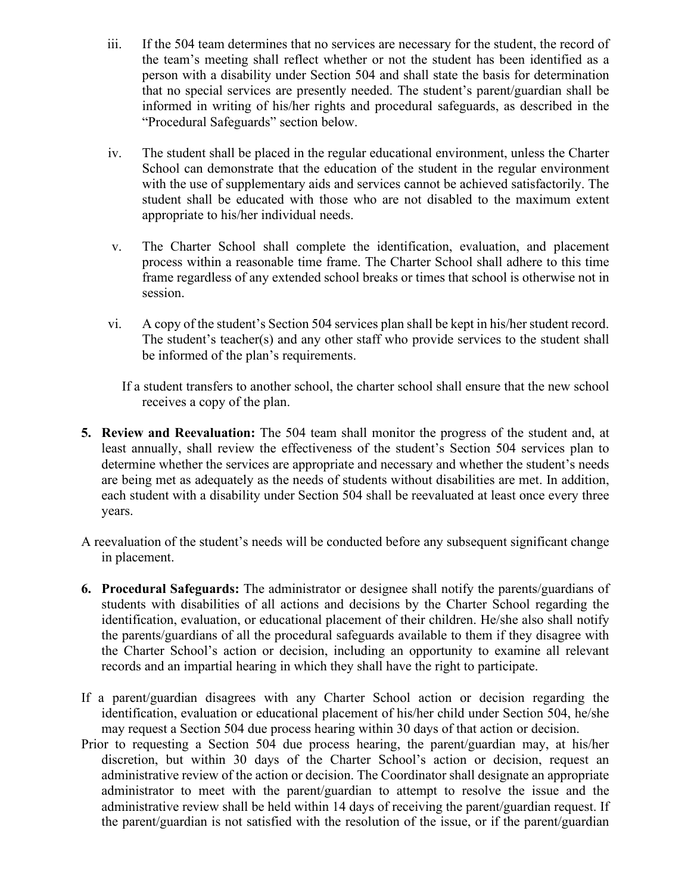iii. If the 504 team determines that no services are necessary for the student, the record of the team's meeting shall reflect whether or not the student has been identified as a person with a disability under Section 504 and shall state the basis for determination that no special services are presently needed. The student's parent/guardian shall be informed in writing of his/her rights and procedural safeguards, as described in the "Procedural Safeguards" section below.

iv. The student shall be placed in the regular educational environment, unless the Charter School can demonstrate that the education of the student in the regular environment with the use of supplementary aids and services cannot be achieved satisfactorily. The student shall be educated with those who are not disabled to the maximum extent appropriate to his/her individual needs.

v. The Charter School shall complete the identification, evaluation, and placement process within a reasonable time frame. The Charter School shall adhere to this time frame regardless of any extended school breaks or times that school is otherwise not in session.

vi. A copy of the student's Section 504 services plan shall be kept in his/her student record. The student's teacher(s) and any other staff who provide services to the student shall be informed of the plan's requirements.

If a student transfers to another school, the charter school shall ensure that the new school receives a copy of the plan.

5. **Review and Reevaluation:** The 504 team shall monitor the progress of the student and, at least annually, shall review the effectiveness of the student's Section 504 services plan to determine whether the services are appropriate and necessary and whether the student's needs are being met as adequately as the needs of students without disabilities are met. In addition, each student with a disability under Section 504 shall be reevaluated at least once every three years.

A reevaluation of the student's needs will be conducted before any subsequent significant change in placement.

6. **Procedural Safeguards:** The administrator or designee shall notify the parents/guardians of students with disabilities of all actions and decisions by the Charter School regarding the identification, evaluation, or educational placement of their children. He/she also shall notify the parents/guardians of all the procedural safeguards available to them if they disagree with the Charter School's action or decision, including an opportunity to examine all relevant records and an impartial hearing in which they shall have the right to participate.

If a parent/guardian disagrees with any Charter School action or decision regarding the identification, evaluation or educational placement of his/her child under Section 504, he/she may request a Section 504 due process hearing within 30 days of that action or decision.

Prior to requesting a Section 504 due process hearing, the parent/guardian may, at his/her discretion, but within 30 days of the Charter School's action or decision, request an administrative review of the action or decision. The Coordinator shall designate an appropriate administrator to meet with the parent/guardian to attempt to resolve the issue and the administrative review shall be held within 14 days of receiving the parent/guardian request. If the parent/guardian is not satisfied with the resolution of the issue, or if the parent/guardian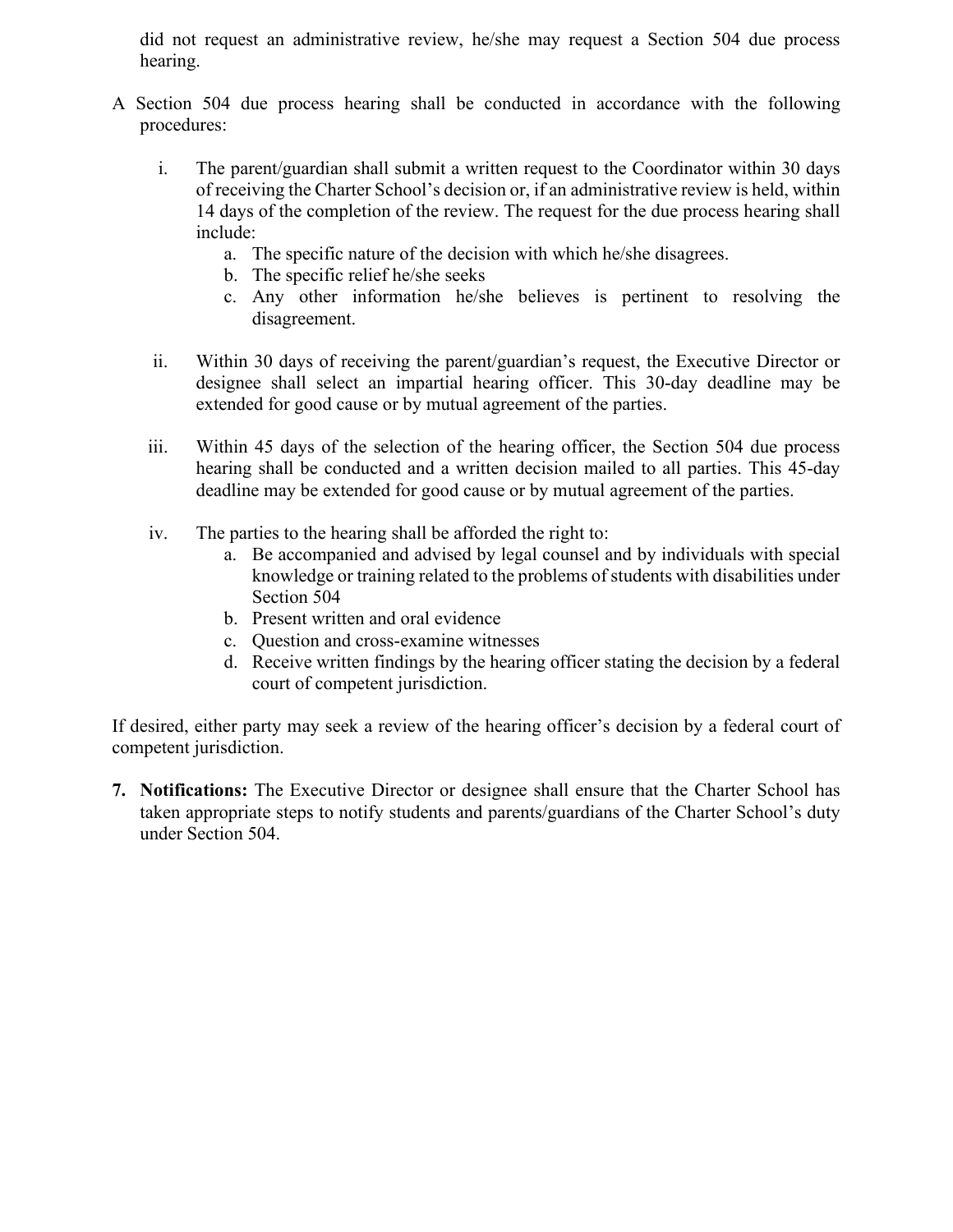did not request an administrative review, he/she may request a Section 504 due process hearing.

A Section 504 due process hearing shall be conducted in accordance with the following procedures:

i. The parent/guardian shall submit a written request to the Coordinator within 30 days of receiving the Charter School's decision or, if an administrative review is held, within 14 days of the completion of the review. The request for the due process hearing shall include:
   a. The specific nature of the decision with which he/she disagrees.
   b. The specific relief he/she seeks
   c. Any other information he/she believes is pertinent to resolving the disagreement.

ii. Within 30 days of receiving the parent/guardian's request, the Executive Director or designee shall select an impartial hearing officer. This 30-day deadline may be extended for good cause or by mutual agreement of the parties.

iii. Within 45 days of the selection of the hearing officer, the Section 504 due process hearing shall be conducted and a written decision mailed to all parties. This 45-day deadline may be extended for good cause or by mutual agreement of the parties.

iv. The parties to the hearing shall be afforded the right to:
   a. Be accompanied and advised by legal counsel and by individuals with special knowledge or training related to the problems of students with disabilities under Section 504
   b. Present written and oral evidence
   c. Question and cross-examine witnesses
   d. Receive written findings by the hearing officer stating the decision by a federal court of competent jurisdiction.

If desired, either party may seek a review of the hearing officer's decision by a federal court of competent jurisdiction.

7. **Notifications:** The Executive Director or designee shall ensure that the Charter School has taken appropriate steps to notify students and parents/guardians of the Charter School's duty under Section 504.